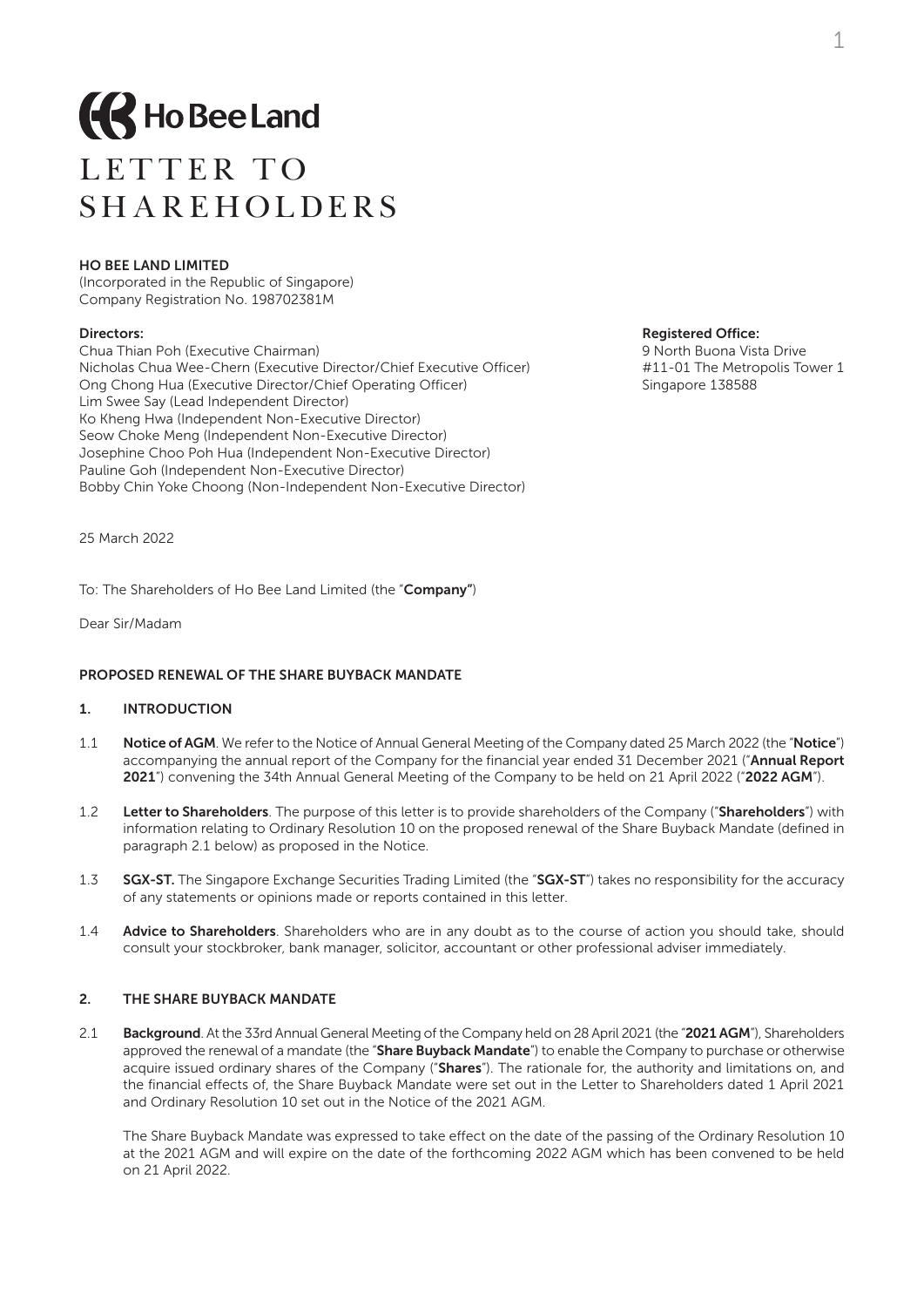# Ho Bee Land

# LETTER TO SHAREHOLDERS

**HO BEE LAND LIMITED**
(Incorporated in the Republic of Singapore)
Company Registration No. 198702381M

**Directors:**
Chua Thian Poh (Executive Chairman)
Nicholas Chua Wee-Chern (Executive Director/Chief Executive Officer)
Ong Chong Hua (Executive Director/Chief Operating Officer)
Lim Swee Say (Lead Independent Director)
Ko Kheng Hwa (Independent Non-Executive Director)
Seow Choke Meng (Independent Non-Executive Director)
Josephine Choo Poh Hua (Independent Non-Executive Director)
Pauline Goh (Independent Non-Executive Director)
Bobby Chin Yoke Choong (Non-Independent Non-Executive Director)

**Registered Office:**
9 North Buona Vista Drive
#11-01 The Metropolis Tower 1
Singapore 138588

25 March 2022

To: The Shareholders of Ho Bee Land Limited (the "**Company"**)

Dear Sir/Madam

**PROPOSED RENEWAL OF THE SHARE BUYBACK MANDATE**

## 1. INTRODUCTION

1.1 **Notice of AGM**. We refer to the Notice of Annual General Meeting of the Company dated 25 March 2022 (the "**Notice**") accompanying the annual report of the Company for the financial year ended 31 December 2021 ("**Annual Report 2021**") convening the 34th Annual General Meeting of the Company to be held on 21 April 2022 ("**2022 AGM**").

1.2 **Letter to Shareholders**. The purpose of this letter is to provide shareholders of the Company ("**Shareholders**") with information relating to Ordinary Resolution 10 on the proposed renewal of the Share Buyback Mandate (defined in paragraph 2.1 below) as proposed in the Notice.

1.3 **SGX-ST.** The Singapore Exchange Securities Trading Limited (the "**SGX-ST**") takes no responsibility for the accuracy of any statements or opinions made or reports contained in this letter.

1.4 **Advice to Shareholders**. Shareholders who are in any doubt as to the course of action you should take, should consult your stockbroker, bank manager, solicitor, accountant or other professional adviser immediately.

## 2. THE SHARE BUYBACK MANDATE

2.1 **Background**. At the 33rd Annual General Meeting of the Company held on 28 April 2021 (the "**2021 AGM**"), Shareholders approved the renewal of a mandate (the "**Share Buyback Mandate**") to enable the Company to purchase or otherwise acquire issued ordinary shares of the Company ("**Shares**"). The rationale for, the authority and limitations on, and the financial effects of, the Share Buyback Mandate were set out in the Letter to Shareholders dated 1 April 2021 and Ordinary Resolution 10 set out in the Notice of the 2021 AGM.

The Share Buyback Mandate was expressed to take effect on the date of the passing of the Ordinary Resolution 10 at the 2021 AGM and will expire on the date of the forthcoming 2022 AGM which has been convened to be held on 21 April 2022.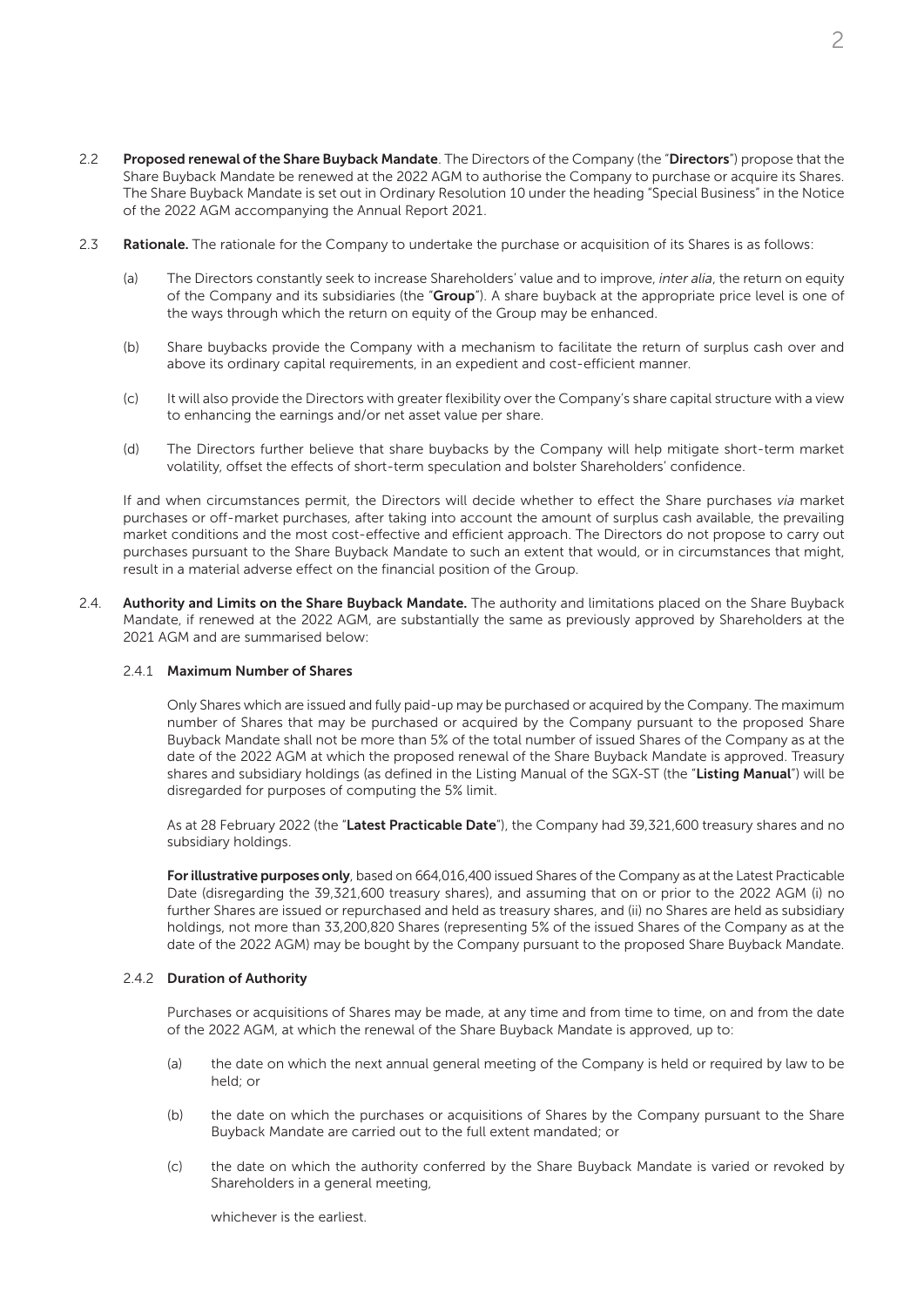2.2 **Proposed renewal of the Share Buyback Mandate**. The Directors of the Company (the "**Directors**") propose that the Share Buyback Mandate be renewed at the 2022 AGM to authorise the Company to purchase or acquire its Shares. The Share Buyback Mandate is set out in Ordinary Resolution 10 under the heading "Special Business" in the Notice of the 2022 AGM accompanying the Annual Report 2021.

2.3 **Rationale.** The rationale for the Company to undertake the purchase or acquisition of its Shares is as follows:

(a) The Directors constantly seek to increase Shareholders' value and to improve, *inter alia*, the return on equity of the Company and its subsidiaries (the "**Group**"). A share buyback at the appropriate price level is one of the ways through which the return on equity of the Group may be enhanced.

(b) Share buybacks provide the Company with a mechanism to facilitate the return of surplus cash over and above its ordinary capital requirements, in an expedient and cost-efficient manner.

(c) It will also provide the Directors with greater flexibility over the Company's share capital structure with a view to enhancing the earnings and/or net asset value per share.

(d) The Directors further believe that share buybacks by the Company will help mitigate short-term market volatility, offset the effects of short-term speculation and bolster Shareholders' confidence.

If and when circumstances permit, the Directors will decide whether to effect the Share purchases *via* market purchases or off-market purchases, after taking into account the amount of surplus cash available, the prevailing market conditions and the most cost-effective and efficient approach. The Directors do not propose to carry out purchases pursuant to the Share Buyback Mandate to such an extent that would, or in circumstances that might, result in a material adverse effect on the financial position of the Group.

2.4. **Authority and Limits on the Share Buyback Mandate.** The authority and limitations placed on the Share Buyback Mandate, if renewed at the 2022 AGM, are substantially the same as previously approved by Shareholders at the 2021 AGM and are summarised below:

2.4.1 **Maximum Number of Shares**

Only Shares which are issued and fully paid-up may be purchased or acquired by the Company. The maximum number of Shares that may be purchased or acquired by the Company pursuant to the proposed Share Buyback Mandate shall not be more than 5% of the total number of issued Shares of the Company as at the date of the 2022 AGM at which the proposed renewal of the Share Buyback Mandate is approved. Treasury shares and subsidiary holdings (as defined in the Listing Manual of the SGX-ST (the "**Listing Manual**") will be disregarded for purposes of computing the 5% limit.

As at 28 February 2022 (the "**Latest Practicable Date**"), the Company had 39,321,600 treasury shares and no subsidiary holdings.

**For illustrative purposes only**, based on 664,016,400 issued Shares of the Company as at the Latest Practicable Date (disregarding the 39,321,600 treasury shares), and assuming that on or prior to the 2022 AGM (i) no further Shares are issued or repurchased and held as treasury shares, and (ii) no Shares are held as subsidiary holdings, not more than 33,200,820 Shares (representing 5% of the issued Shares of the Company as at the date of the 2022 AGM) may be bought by the Company pursuant to the proposed Share Buyback Mandate.

2.4.2 **Duration of Authority**

Purchases or acquisitions of Shares may be made, at any time and from time to time, on and from the date of the 2022 AGM, at which the renewal of the Share Buyback Mandate is approved, up to:

(a) the date on which the next annual general meeting of the Company is held or required by law to be held; or

(b) the date on which the purchases or acquisitions of Shares by the Company pursuant to the Share Buyback Mandate are carried out to the full extent mandated; or

(c) the date on which the authority conferred by the Share Buyback Mandate is varied or revoked by Shareholders in a general meeting,

whichever is the earliest.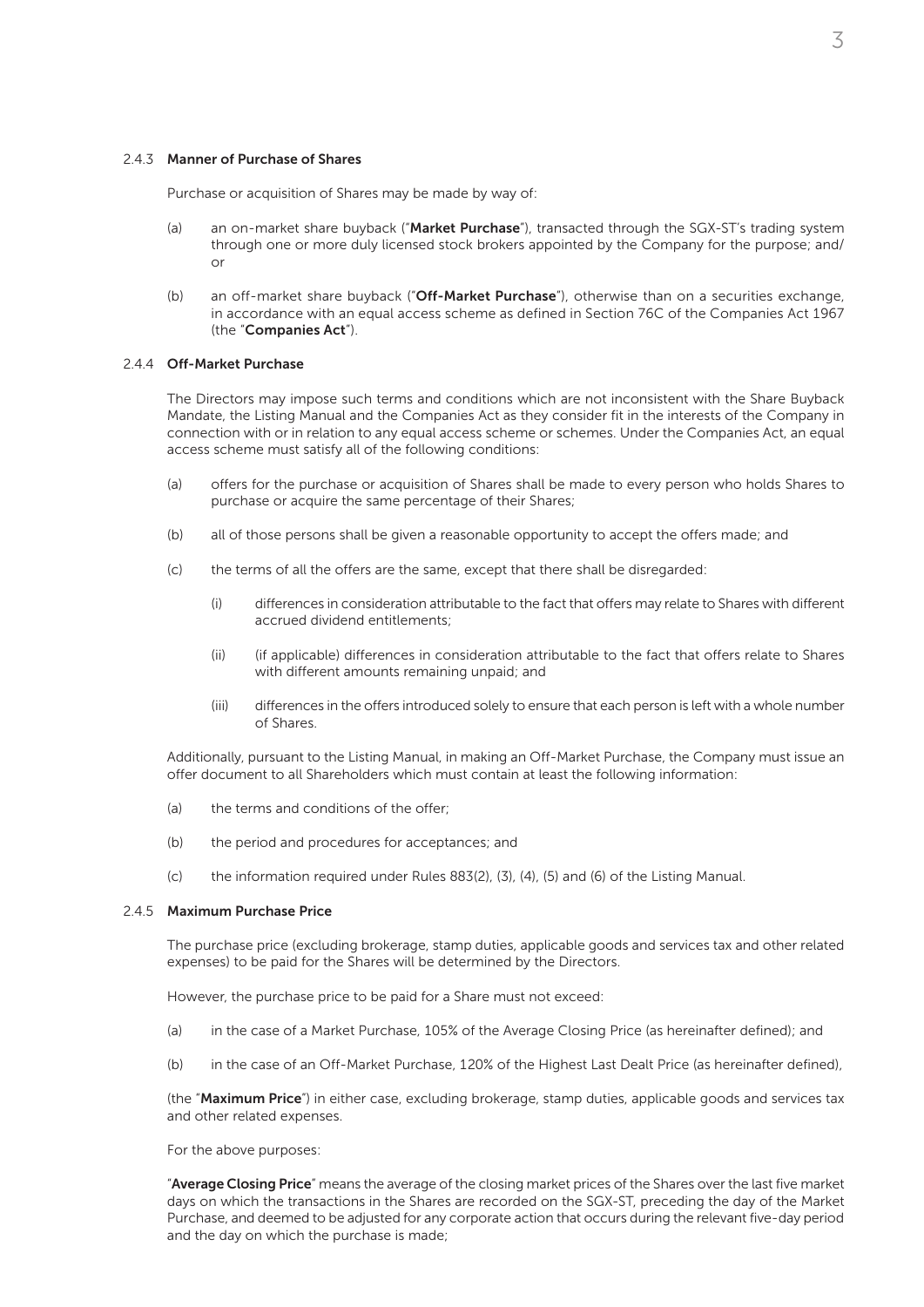#### 2.4.3 **Manner of Purchase of Shares**

Purchase or acquisition of Shares may be made by way of:

(a) an on-market share buyback ("**Market Purchase**"), transacted through the SGX-ST's trading system through one or more duly licensed stock brokers appointed by the Company for the purpose; and/or

(b) an off-market share buyback ("**Off-Market Purchase**"), otherwise than on a securities exchange, in accordance with an equal access scheme as defined in Section 76C of the Companies Act 1967 (the "**Companies Act**").

#### 2.4.4 **Off-Market Purchase**

The Directors may impose such terms and conditions which are not inconsistent with the Share Buyback Mandate, the Listing Manual and the Companies Act as they consider fit in the interests of the Company in connection with or in relation to any equal access scheme or schemes. Under the Companies Act, an equal access scheme must satisfy all of the following conditions:

(a) offers for the purchase or acquisition of Shares shall be made to every person who holds Shares to purchase or acquire the same percentage of their Shares;

(b) all of those persons shall be given a reasonable opportunity to accept the offers made; and

(c) the terms of all the offers are the same, except that there shall be disregarded:

   (i) differences in consideration attributable to the fact that offers may relate to Shares with different accrued dividend entitlements;

   (ii) (if applicable) differences in consideration attributable to the fact that offers relate to Shares with different amounts remaining unpaid; and

   (iii) differences in the offers introduced solely to ensure that each person is left with a whole number of Shares.

Additionally, pursuant to the Listing Manual, in making an Off-Market Purchase, the Company must issue an offer document to all Shareholders which must contain at least the following information:

(a) the terms and conditions of the offer;

(b) the period and procedures for acceptances; and

(c) the information required under Rules 883(2), (3), (4), (5) and (6) of the Listing Manual.

#### 2.4.5 **Maximum Purchase Price**

The purchase price (excluding brokerage, stamp duties, applicable goods and services tax and other related expenses) to be paid for the Shares will be determined by the Directors.

However, the purchase price to be paid for a Share must not exceed:

(a) in the case of a Market Purchase, 105% of the Average Closing Price (as hereinafter defined); and

(b) in the case of an Off-Market Purchase, 120% of the Highest Last Dealt Price (as hereinafter defined),

(the "**Maximum Price**") in either case, excluding brokerage, stamp duties, applicable goods and services tax and other related expenses.

For the above purposes:

"**Average Closing Price**" means the average of the closing market prices of the Shares over the last five market days on which the transactions in the Shares are recorded on the SGX-ST, preceding the day of the Market Purchase, and deemed to be adjusted for any corporate action that occurs during the relevant five-day period and the day on which the purchase is made;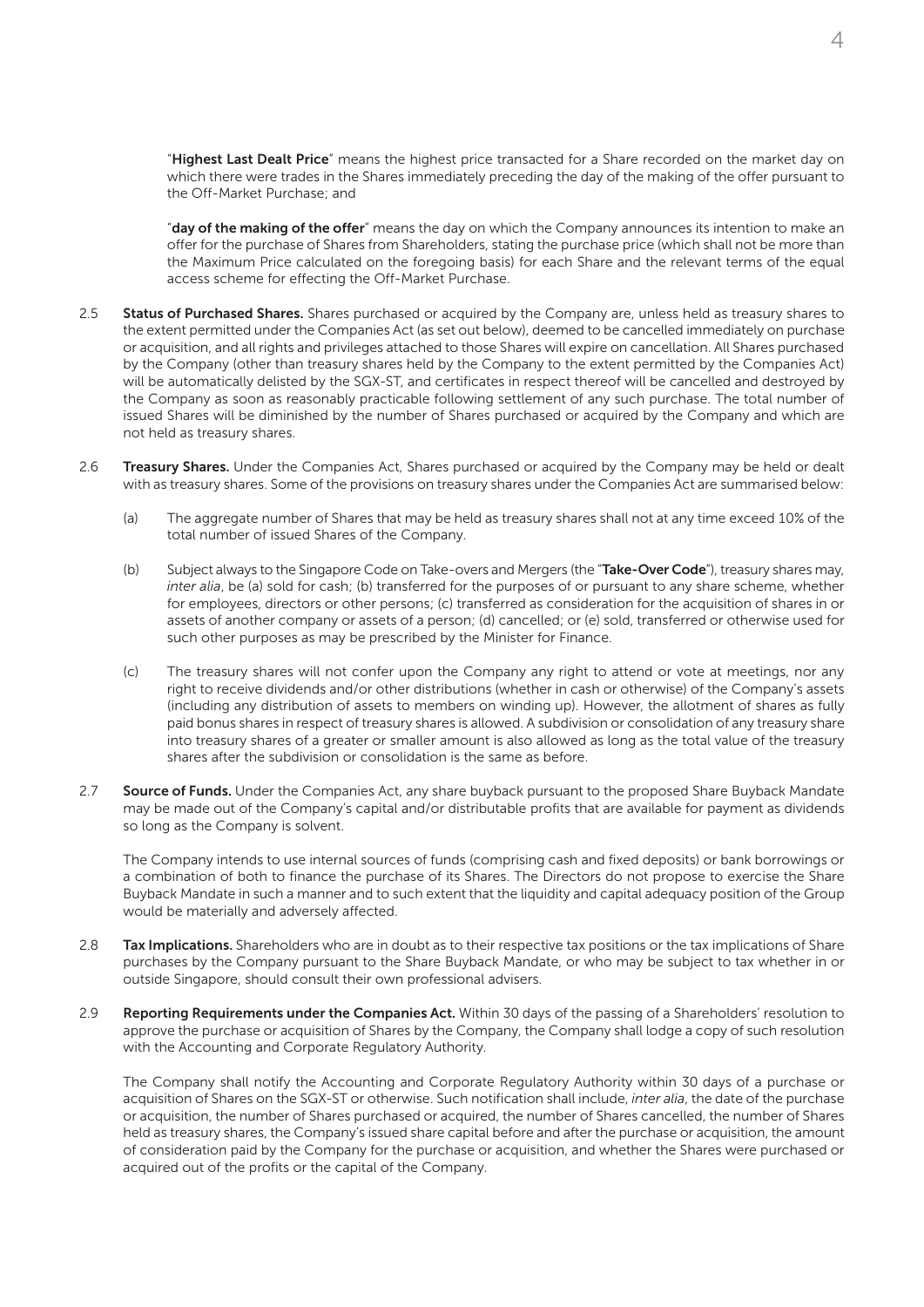"**Highest Last Dealt Price**" means the highest price transacted for a Share recorded on the market day on which there were trades in the Shares immediately preceding the day of the making of the offer pursuant to the Off-Market Purchase; and

"**day of the making of the offer**" means the day on which the Company announces its intention to make an offer for the purchase of Shares from Shareholders, stating the purchase price (which shall not be more than the Maximum Price calculated on the foregoing basis) for each Share and the relevant terms of the equal access scheme for effecting the Off-Market Purchase.

2.5 **Status of Purchased Shares.** Shares purchased or acquired by the Company are, unless held as treasury shares to the extent permitted under the Companies Act (as set out below), deemed to be cancelled immediately on purchase or acquisition, and all rights and privileges attached to those Shares will expire on cancellation. All Shares purchased by the Company (other than treasury shares held by the Company to the extent permitted by the Companies Act) will be automatically delisted by the SGX-ST, and certificates in respect thereof will be cancelled and destroyed by the Company as soon as reasonably practicable following settlement of any such purchase. The total number of issued Shares will be diminished by the number of Shares purchased or acquired by the Company and which are not held as treasury shares.

2.6 **Treasury Shares.** Under the Companies Act, Shares purchased or acquired by the Company may be held or dealt with as treasury shares. Some of the provisions on treasury shares under the Companies Act are summarised below:

(a) The aggregate number of Shares that may be held as treasury shares shall not at any time exceed 10% of the total number of issued Shares of the Company.

(b) Subject always to the Singapore Code on Take-overs and Mergers (the "**Take-Over Code**"), treasury shares may, *inter alia*, be (a) sold for cash; (b) transferred for the purposes of or pursuant to any share scheme, whether for employees, directors or other persons; (c) transferred as consideration for the acquisition of shares in or assets of another company or assets of a person; (d) cancelled; or (e) sold, transferred or otherwise used for such other purposes as may be prescribed by the Minister for Finance.

(c) The treasury shares will not confer upon the Company any right to attend or vote at meetings, nor any right to receive dividends and/or other distributions (whether in cash or otherwise) of the Company's assets (including any distribution of assets to members on winding up). However, the allotment of shares as fully paid bonus shares in respect of treasury shares is allowed. A subdivision or consolidation of any treasury share into treasury shares of a greater or smaller amount is also allowed as long as the total value of the treasury shares after the subdivision or consolidation is the same as before.

2.7 **Source of Funds.** Under the Companies Act, any share buyback pursuant to the proposed Share Buyback Mandate may be made out of the Company's capital and/or distributable profits that are available for payment as dividends so long as the Company is solvent.

The Company intends to use internal sources of funds (comprising cash and fixed deposits) or bank borrowings or a combination of both to finance the purchase of its Shares. The Directors do not propose to exercise the Share Buyback Mandate in such a manner and to such extent that the liquidity and capital adequacy position of the Group would be materially and adversely affected.

2.8 **Tax Implications.** Shareholders who are in doubt as to their respective tax positions or the tax implications of Share purchases by the Company pursuant to the Share Buyback Mandate, or who may be subject to tax whether in or outside Singapore, should consult their own professional advisers.

2.9 **Reporting Requirements under the Companies Act.** Within 30 days of the passing of a Shareholders' resolution to approve the purchase or acquisition of Shares by the Company, the Company shall lodge a copy of such resolution with the Accounting and Corporate Regulatory Authority.

The Company shall notify the Accounting and Corporate Regulatory Authority within 30 days of a purchase or acquisition of Shares on the SGX-ST or otherwise. Such notification shall include, *inter alia*, the date of the purchase or acquisition, the number of Shares purchased or acquired, the number of Shares cancelled, the number of Shares held as treasury shares, the Company's issued share capital before and after the purchase or acquisition, the amount of consideration paid by the Company for the purchase or acquisition, and whether the Shares were purchased or acquired out of the profits or the capital of the Company.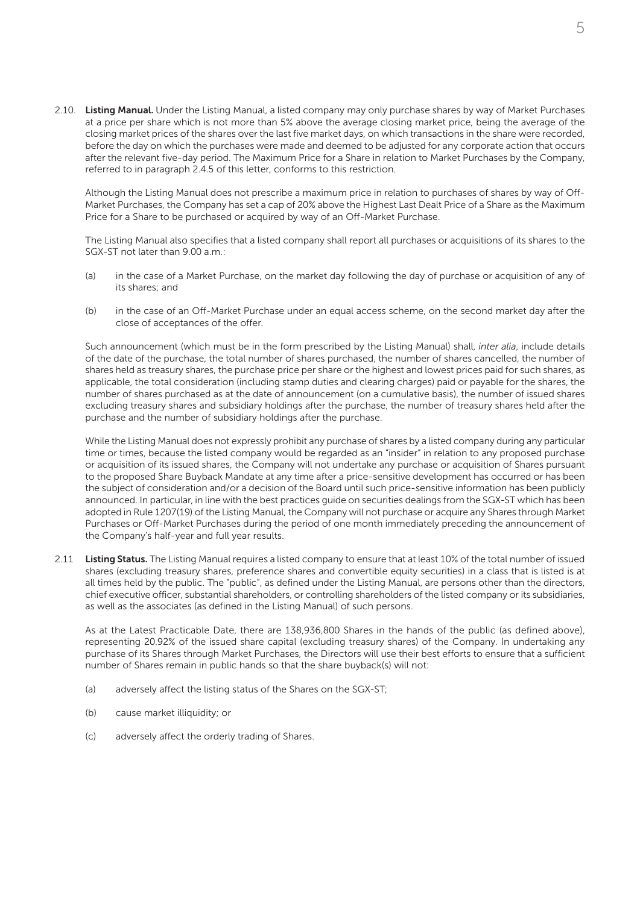2.10. **Listing Manual.** Under the Listing Manual, a listed company may only purchase shares by way of Market Purchases at a price per share which is not more than 5% above the average closing market price, being the average of the closing market prices of the shares over the last five market days, on which transactions in the share were recorded, before the day on which the purchases were made and deemed to be adjusted for any corporate action that occurs after the relevant five-day period. The Maximum Price for a Share in relation to Market Purchases by the Company, referred to in paragraph 2.4.5 of this letter, conforms to this restriction.

Although the Listing Manual does not prescribe a maximum price in relation to purchases of shares by way of Off-Market Purchases, the Company has set a cap of 20% above the Highest Last Dealt Price of a Share as the Maximum Price for a Share to be purchased or acquired by way of an Off-Market Purchase.

The Listing Manual also specifies that a listed company shall report all purchases or acquisitions of its shares to the SGX-ST not later than 9.00 a.m.:

(a) in the case of a Market Purchase, on the market day following the day of purchase or acquisition of any of its shares; and

(b) in the case of an Off-Market Purchase under an equal access scheme, on the second market day after the close of acceptances of the offer.

Such announcement (which must be in the form prescribed by the Listing Manual) shall, *inter alia*, include details of the date of the purchase, the total number of shares purchased, the number of shares cancelled, the number of shares held as treasury shares, the purchase price per share or the highest and lowest prices paid for such shares, as applicable, the total consideration (including stamp duties and clearing charges) paid or payable for the shares, the number of shares purchased as at the date of announcement (on a cumulative basis), the number of issued shares excluding treasury shares and subsidiary holdings after the purchase, the number of treasury shares held after the purchase and the number of subsidiary holdings after the purchase.

While the Listing Manual does not expressly prohibit any purchase of shares by a listed company during any particular time or times, because the listed company would be regarded as an "insider" in relation to any proposed purchase or acquisition of its issued shares, the Company will not undertake any purchase or acquisition of Shares pursuant to the proposed Share Buyback Mandate at any time after a price-sensitive development has occurred or has been the subject of consideration and/or a decision of the Board until such price-sensitive information has been publicly announced. In particular, in line with the best practices guide on securities dealings from the SGX-ST which has been adopted in Rule 1207(19) of the Listing Manual, the Company will not purchase or acquire any Shares through Market Purchases or Off-Market Purchases during the period of one month immediately preceding the announcement of the Company's half-year and full year results.

2.11 **Listing Status.** The Listing Manual requires a listed company to ensure that at least 10% of the total number of issued shares (excluding treasury shares, preference shares and convertible equity securities) in a class that is listed is at all times held by the public. The "public", as defined under the Listing Manual, are persons other than the directors, chief executive officer, substantial shareholders, or controlling shareholders of the listed company or its subsidiaries, as well as the associates (as defined in the Listing Manual) of such persons.

As at the Latest Practicable Date, there are 138,936,800 Shares in the hands of the public (as defined above), representing 20.92% of the issued share capital (excluding treasury shares) of the Company. In undertaking any purchase of its Shares through Market Purchases, the Directors will use their best efforts to ensure that a sufficient number of Shares remain in public hands so that the share buyback(s) will not:

(a) adversely affect the listing status of the Shares on the SGX-ST;

(b) cause market illiquidity; or

(c) adversely affect the orderly trading of Shares.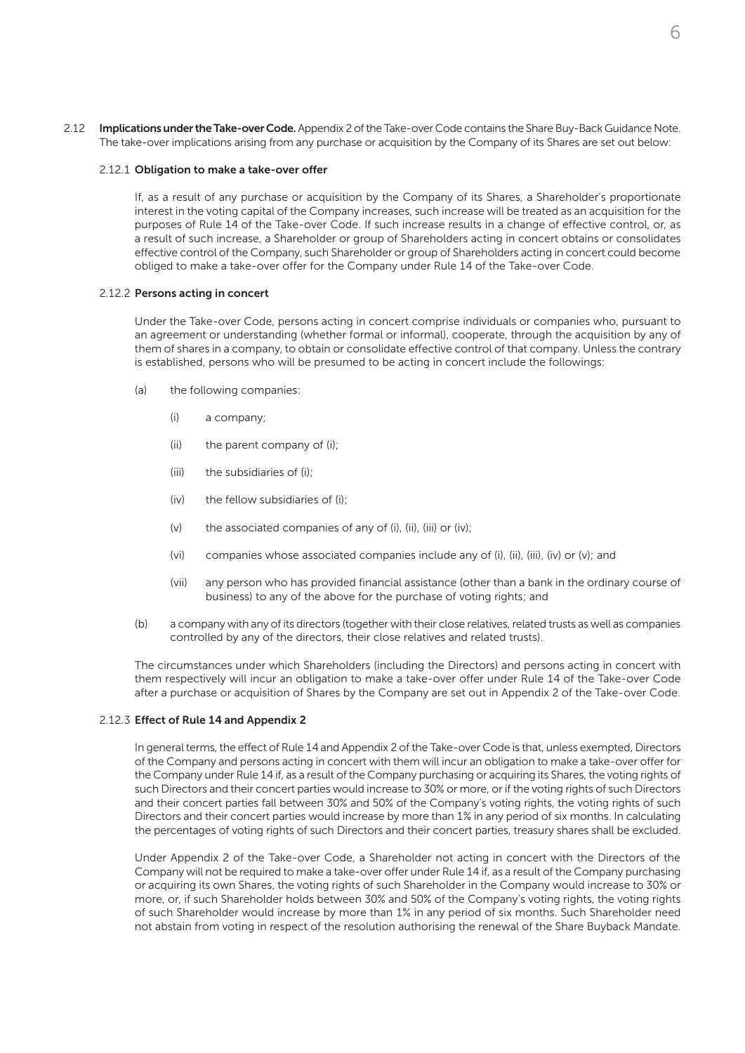2.12 **Implications under the Take-over Code.** Appendix 2 of the Take-over Code contains the Share Buy-Back Guidance Note. The take-over implications arising from any purchase or acquisition by the Company of its Shares are set out below:

2.12.1 **Obligation to make a take-over offer**

If, as a result of any purchase or acquisition by the Company of its Shares, a Shareholder's proportionate interest in the voting capital of the Company increases, such increase will be treated as an acquisition for the purposes of Rule 14 of the Take-over Code. If such increase results in a change of effective control, or, as a result of such increase, a Shareholder or group of Shareholders acting in concert obtains or consolidates effective control of the Company, such Shareholder or group of Shareholders acting in concert could become obliged to make a take-over offer for the Company under Rule 14 of the Take-over Code.

2.12.2 **Persons acting in concert**

Under the Take-over Code, persons acting in concert comprise individuals or companies who, pursuant to an agreement or understanding (whether formal or informal), cooperate, through the acquisition by any of them of shares in a company, to obtain or consolidate effective control of that company. Unless the contrary is established, persons who will be presumed to be acting in concert include the followings:

(a) the following companies:

(i) a company;

(ii) the parent company of (i);

(iii) the subsidiaries of (i);

(iv) the fellow subsidiaries of (i);

(v) the associated companies of any of (i), (ii), (iii) or (iv);

(vi) companies whose associated companies include any of (i), (ii), (iii), (iv) or (v); and

(vii) any person who has provided financial assistance (other than a bank in the ordinary course of business) to any of the above for the purchase of voting rights; and

(b) a company with any of its directors (together with their close relatives, related trusts as well as companies controlled by any of the directors, their close relatives and related trusts).

The circumstances under which Shareholders (including the Directors) and persons acting in concert with them respectively will incur an obligation to make a take-over offer under Rule 14 of the Take-over Code after a purchase or acquisition of Shares by the Company are set out in Appendix 2 of the Take-over Code.

2.12.3 **Effect of Rule 14 and Appendix 2**

In general terms, the effect of Rule 14 and Appendix 2 of the Take-over Code is that, unless exempted, Directors of the Company and persons acting in concert with them will incur an obligation to make a take-over offer for the Company under Rule 14 if, as a result of the Company purchasing or acquiring its Shares, the voting rights of such Directors and their concert parties would increase to 30% or more, or if the voting rights of such Directors and their concert parties fall between 30% and 50% of the Company's voting rights, the voting rights of such Directors and their concert parties would increase by more than 1% in any period of six months. In calculating the percentages of voting rights of such Directors and their concert parties, treasury shares shall be excluded.

Under Appendix 2 of the Take-over Code, a Shareholder not acting in concert with the Directors of the Company will not be required to make a take-over offer under Rule 14 if, as a result of the Company purchasing or acquiring its own Shares, the voting rights of such Shareholder in the Company would increase to 30% or more, or, if such Shareholder holds between 30% and 50% of the Company's voting rights, the voting rights of such Shareholder would increase by more than 1% in any period of six months. Such Shareholder need not abstain from voting in respect of the resolution authorising the renewal of the Share Buyback Mandate.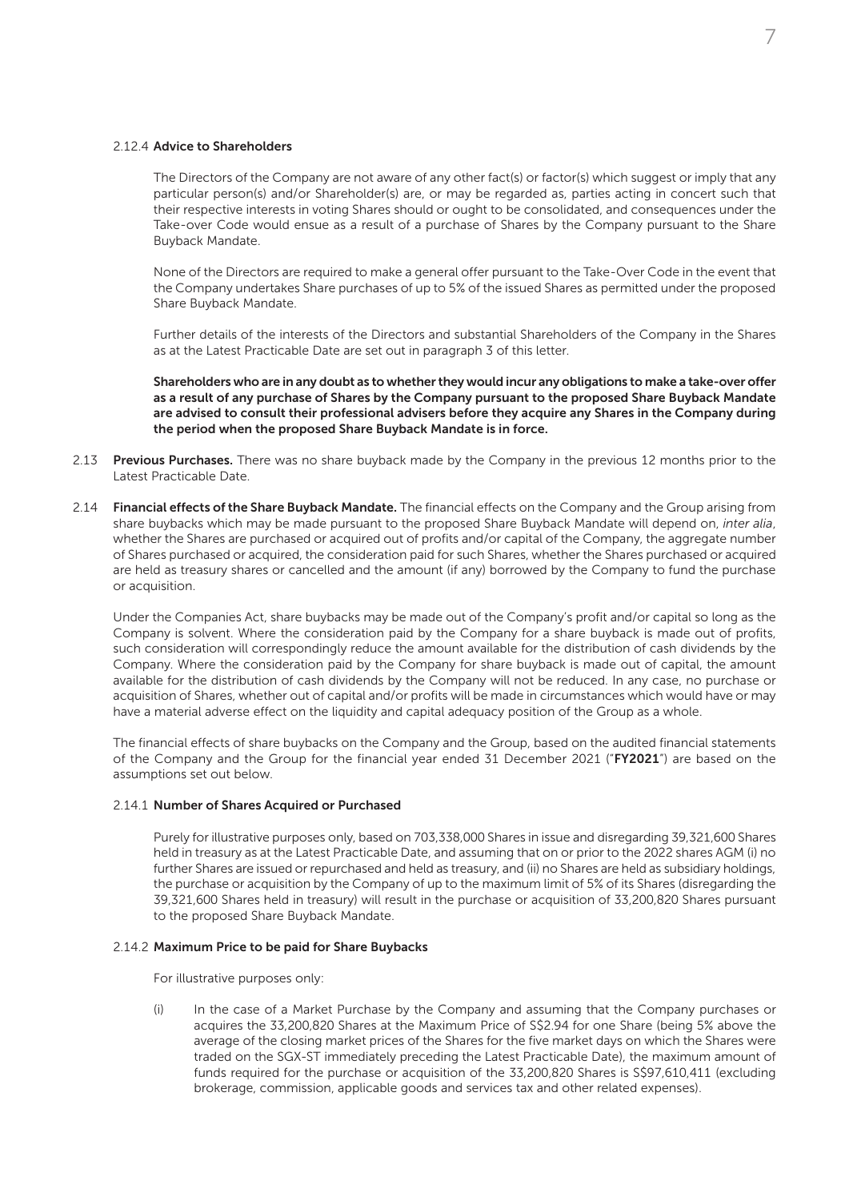#### 2.12.4 **Advice to Shareholders**

The Directors of the Company are not aware of any other fact(s) or factor(s) which suggest or imply that any particular person(s) and/or Shareholder(s) are, or may be regarded as, parties acting in concert such that their respective interests in voting Shares should or ought to be consolidated, and consequences under the Take-over Code would ensue as a result of a purchase of Shares by the Company pursuant to the Share Buyback Mandate.

None of the Directors are required to make a general offer pursuant to the Take-Over Code in the event that the Company undertakes Share purchases of up to 5% of the issued Shares as permitted under the proposed Share Buyback Mandate.

Further details of the interests of the Directors and substantial Shareholders of the Company in the Shares as at the Latest Practicable Date are set out in paragraph 3 of this letter.

**Shareholders who are in any doubt as to whether they would incur any obligations to make a take-over offer as a result of any purchase of Shares by the Company pursuant to the proposed Share Buyback Mandate are advised to consult their professional advisers before they acquire any Shares in the Company during the period when the proposed Share Buyback Mandate is in force.**

2.13 **Previous Purchases.** There was no share buyback made by the Company in the previous 12 months prior to the Latest Practicable Date.

2.14 **Financial effects of the Share Buyback Mandate.** The financial effects on the Company and the Group arising from share buybacks which may be made pursuant to the proposed Share Buyback Mandate will depend on, *inter alia*, whether the Shares are purchased or acquired out of profits and/or capital of the Company, the aggregate number of Shares purchased or acquired, the consideration paid for such Shares, whether the Shares purchased or acquired are held as treasury shares or cancelled and the amount (if any) borrowed by the Company to fund the purchase or acquisition.

Under the Companies Act, share buybacks may be made out of the Company's profit and/or capital so long as the Company is solvent. Where the consideration paid by the Company for a share buyback is made out of profits, such consideration will correspondingly reduce the amount available for the distribution of cash dividends by the Company. Where the consideration paid by the Company for share buyback is made out of capital, the amount available for the distribution of cash dividends by the Company will not be reduced. In any case, no purchase or acquisition of Shares, whether out of capital and/or profits will be made in circumstances which would have or may have a material adverse effect on the liquidity and capital adequacy position of the Group as a whole.

The financial effects of share buybacks on the Company and the Group, based on the audited financial statements of the Company and the Group for the financial year ended 31 December 2021 ("**FY2021**") are based on the assumptions set out below.

#### 2.14.1 **Number of Shares Acquired or Purchased**

Purely for illustrative purposes only, based on 703,338,000 Shares in issue and disregarding 39,321,600 Shares held in treasury as at the Latest Practicable Date, and assuming that on or prior to the 2022 shares AGM (i) no further Shares are issued or repurchased and held as treasury, and (ii) no Shares are held as subsidiary holdings, the purchase or acquisition by the Company of up to the maximum limit of 5% of its Shares (disregarding the 39,321,600 Shares held in treasury) will result in the purchase or acquisition of 33,200,820 Shares pursuant to the proposed Share Buyback Mandate.

#### 2.14.2 **Maximum Price to be paid for Share Buybacks**

For illustrative purposes only:

(i) In the case of a Market Purchase by the Company and assuming that the Company purchases or acquires the 33,200,820 Shares at the Maximum Price of S$2.94 for one Share (being 5% above the average of the closing market prices of the Shares for the five market days on which the Shares were traded on the SGX-ST immediately preceding the Latest Practicable Date), the maximum amount of funds required for the purchase or acquisition of the 33,200,820 Shares is S$97,610,411 (excluding brokerage, commission, applicable goods and services tax and other related expenses).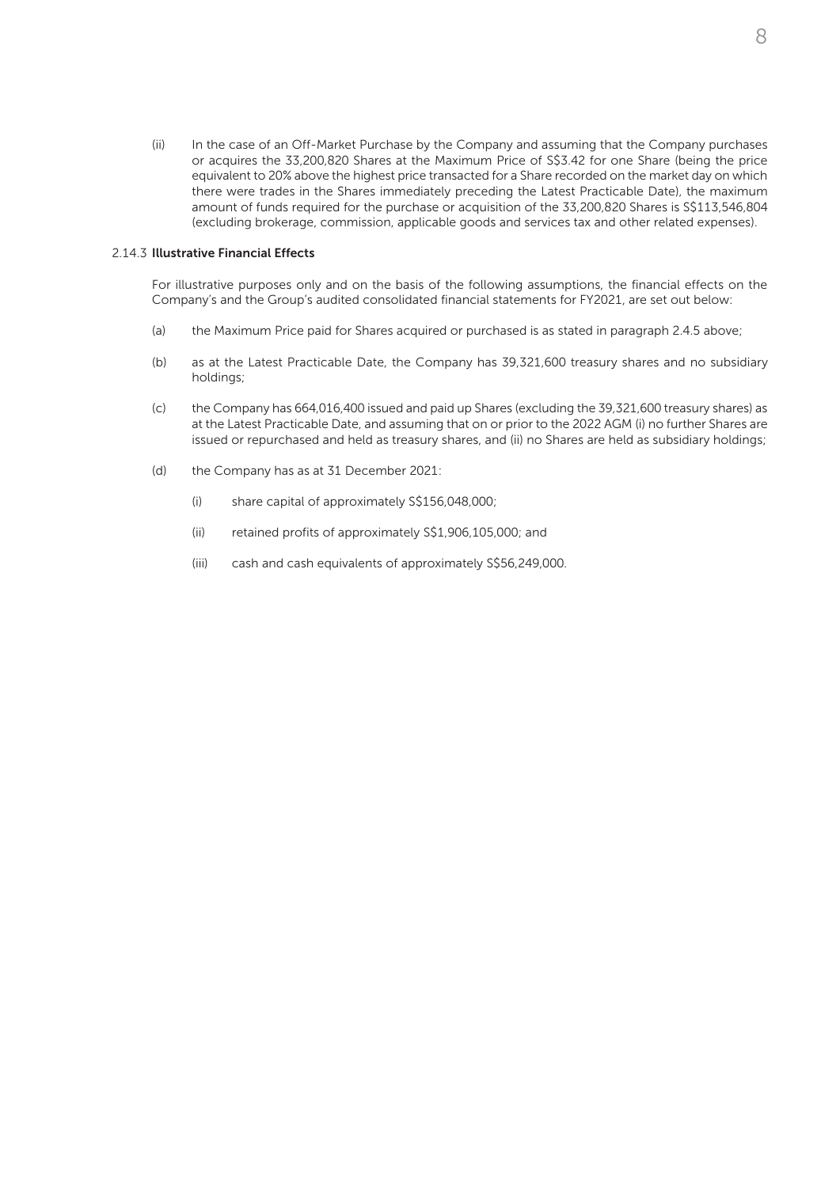(ii) In the case of an Off-Market Purchase by the Company and assuming that the Company purchases or acquires the 33,200,820 Shares at the Maximum Price of S$3.42 for one Share (being the price equivalent to 20% above the highest price transacted for a Share recorded on the market day on which there were trades in the Shares immediately preceding the Latest Practicable Date), the maximum amount of funds required for the purchase or acquisition of the 33,200,820 Shares is S$113,546,804 (excluding brokerage, commission, applicable goods and services tax and other related expenses).

2.14.3 **Illustrative Financial Effects**

For illustrative purposes only and on the basis of the following assumptions, the financial effects on the Company's and the Group's audited consolidated financial statements for FY2021, are set out below:

(a) the Maximum Price paid for Shares acquired or purchased is as stated in paragraph 2.4.5 above;

(b) as at the Latest Practicable Date, the Company has 39,321,600 treasury shares and no subsidiary holdings;

(c) the Company has 664,016,400 issued and paid up Shares (excluding the 39,321,600 treasury shares) as at the Latest Practicable Date, and assuming that on or prior to the 2022 AGM (i) no further Shares are issued or repurchased and held as treasury shares, and (ii) no Shares are held as subsidiary holdings;

(d) the Company has as at 31 December 2021:

   (i) share capital of approximately S$156,048,000;

   (ii) retained profits of approximately S$1,906,105,000; and

   (iii) cash and cash equivalents of approximately S$56,249,000.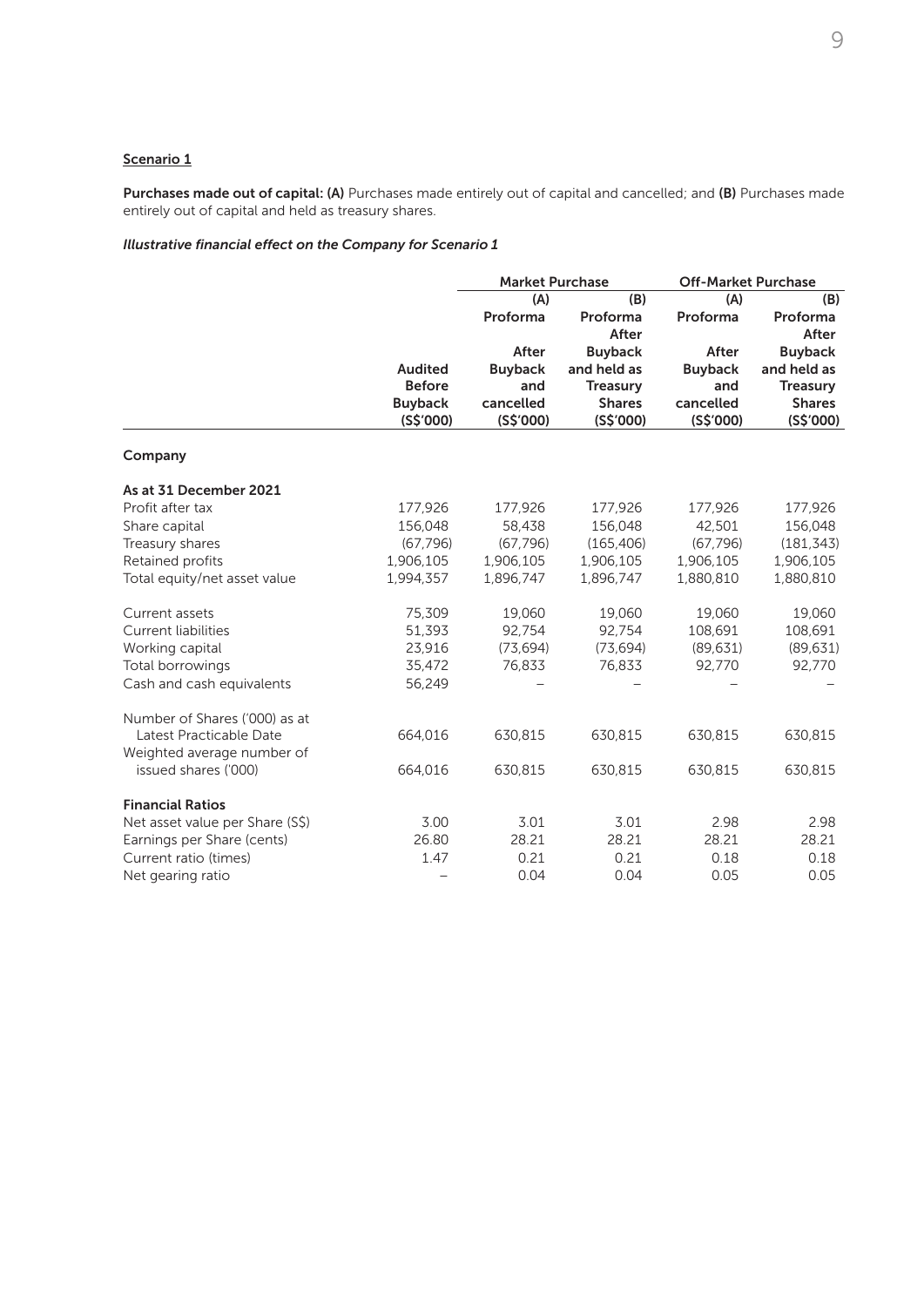Scenario 1

**Purchases made out of capital: (A)** Purchases made entirely out of capital and cancelled; and **(B)** Purchases made entirely out of capital and held as treasury shares.

***Illustrative financial effect on the Company for Scenario 1***

| | | Market Purchase | | Off-Market Purchase | |
|---|---|---|---|---|---|
| | | (A) | (B) | (A) | (B) |
| | Audited Before Buyback (S$'000) | Proforma After Buyback and cancelled (S$'000) | Proforma After Buyback and held as Treasury Shares (S$'000) | Proforma After Buyback and cancelled (S$'000) | Proforma After Buyback and held as Treasury Shares (S$'000) |
| **Company** | | | | | |
| **As at 31 December 2021** | | | | | |
| Profit after tax | 177,926 | 177,926 | 177,926 | 177,926 | 177,926 |
| Share capital | 156,048 | 58,438 | 156,048 | 42,501 | 156,048 |
| Treasury shares | (67,796) | (67,796) | (165,406) | (67,796) | (181,343) |
| Retained profits | 1,906,105 | 1,906,105 | 1,906,105 | 1,906,105 | 1,906,105 |
| Total equity/net asset value | 1,994,357 | 1,896,747 | 1,896,747 | 1,880,810 | 1,880,810 |
| Current assets | 75,309 | 19,060 | 19,060 | 19,060 | 19,060 |
| Current liabilities | 51,393 | 92,754 | 92,754 | 108,691 | 108,691 |
| Working capital | 23,916 | (73,694) | (73,694) | (89,631) | (89,631) |
| Total borrowings | 35,472 | 76,833 | 76,833 | 92,770 | 92,770 |
| Cash and cash equivalents | 56,249 | – | – | – | – |
| Number of Shares ('000) as at Latest Practicable Date | 664,016 | 630,815 | 630,815 | 630,815 | 630,815 |
| Weighted average number of issued shares ('000) | 664,016 | 630,815 | 630,815 | 630,815 | 630,815 |
| **Financial Ratios** | | | | | |
| Net asset value per Share (S$) | 3.00 | 3.01 | 3.01 | 2.98 | 2.98 |
| Earnings per Share (cents) | 26.80 | 28.21 | 28.21 | 28.21 | 28.21 |
| Current ratio (times) | 1.47 | 0.21 | 0.21 | 0.18 | 0.18 |
| Net gearing ratio | – | 0.04 | 0.04 | 0.05 | 0.05 |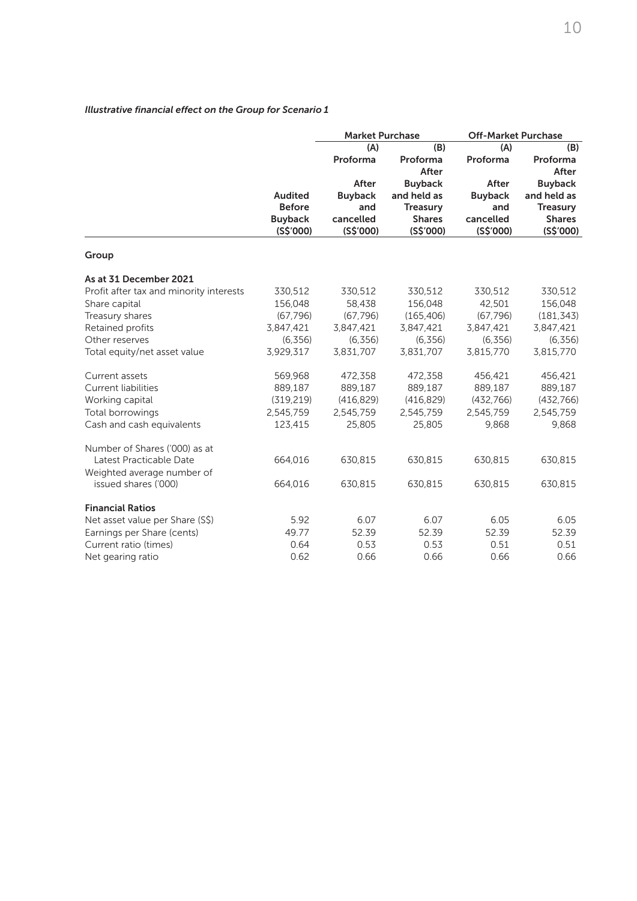*Illustrative financial effect on the Group for Scenario 1*

| | Audited Before Buyback (S$'000) | Market Purchase | | Off-Market Purchase | |
|---|---|---|---|---|---|
| | | (A) Proforma After Buyback and cancelled (S$'000) | (B) Proforma After Buyback and held as Treasury Shares (S$'000) | (A) Proforma After Buyback and cancelled (S$'000) | (B) Proforma After Buyback and held as Treasury Shares (S$'000) |
| **Group** | | | | | |
| **As at 31 December 2021** | | | | | |
| Profit after tax and minority interests | 330,512 | 330,512 | 330,512 | 330,512 | 330,512 |
| Share capital | 156,048 | 58,438 | 156,048 | 42,501 | 156,048 |
| Treasury shares | (67,796) | (67,796) | (165,406) | (67,796) | (181,343) |
| Retained profits | 3,847,421 | 3,847,421 | 3,847,421 | 3,847,421 | 3,847,421 |
| Other reserves | (6,356) | (6,356) | (6,356) | (6,356) | (6,356) |
| Total equity/net asset value | 3,929,317 | 3,831,707 | 3,831,707 | 3,815,770 | 3,815,770 |
| Current assets | 569,968 | 472,358 | 472,358 | 456,421 | 456,421 |
| Current liabilities | 889,187 | 889,187 | 889,187 | 889,187 | 889,187 |
| Working capital | (319,219) | (416,829) | (416,829) | (432,766) | (432,766) |
| Total borrowings | 2,545,759 | 2,545,759 | 2,545,759 | 2,545,759 | 2,545,759 |
| Cash and cash equivalents | 123,415 | 25,805 | 25,805 | 9,868 | 9,868 |
| Number of Shares ('000) as at Latest Practicable Date | 664,016 | 630,815 | 630,815 | 630,815 | 630,815 |
| Weighted average number of issued shares ('000) | 664,016 | 630,815 | 630,815 | 630,815 | 630,815 |
| **Financial Ratios** | | | | | |
| Net asset value per Share (S$) | 5.92 | 6.07 | 6.07 | 6.05 | 6.05 |
| Earnings per Share (cents) | 49.77 | 52.39 | 52.39 | 52.39 | 52.39 |
| Current ratio (times) | 0.64 | 0.53 | 0.53 | 0.51 | 0.51 |
| Net gearing ratio | 0.62 | 0.66 | 0.66 | 0.66 | 0.66 |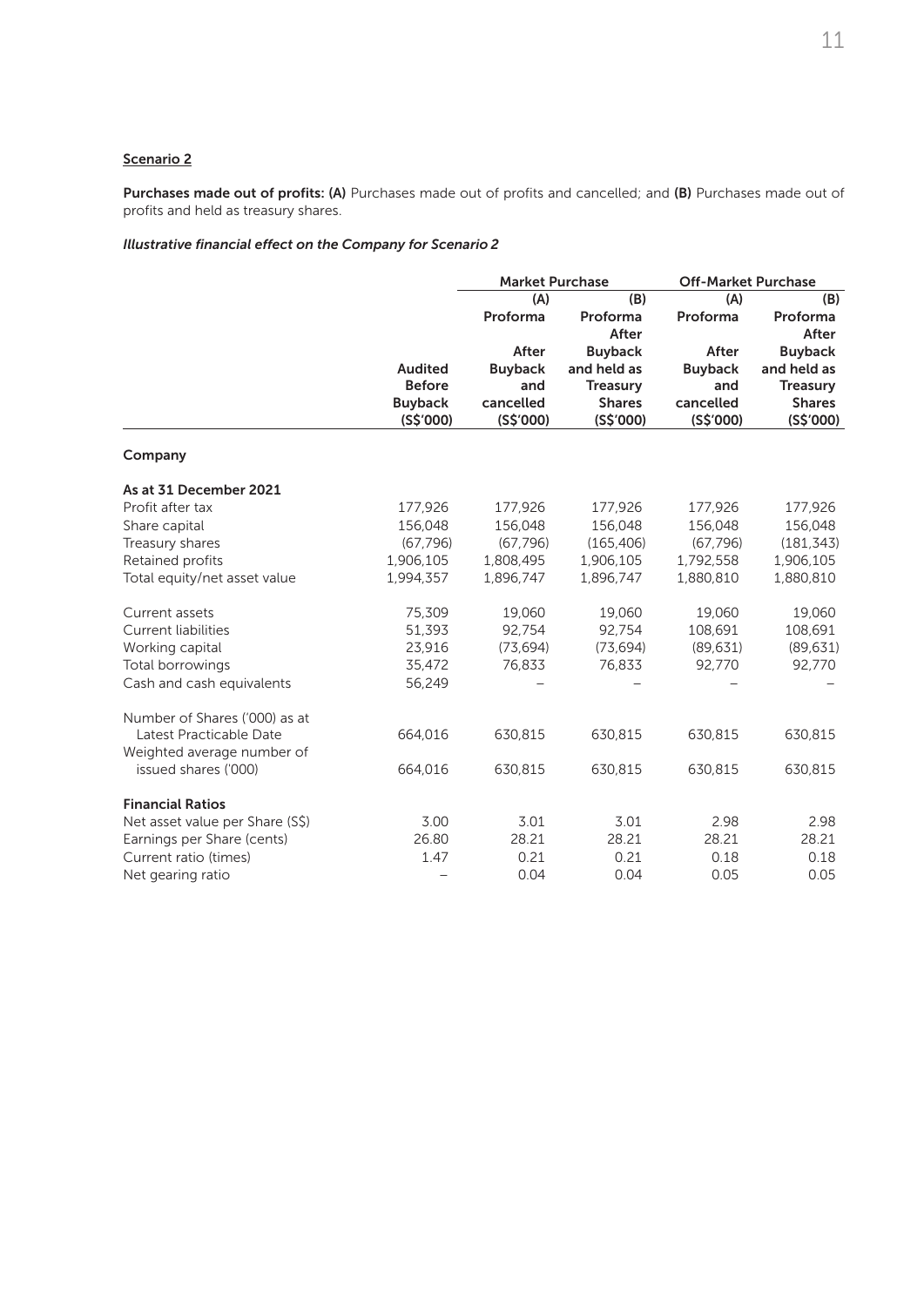**Scenario 2**

**Purchases made out of profits: (A)** Purchases made out of profits and cancelled; and **(B)** Purchases made out of profits and held as treasury shares.

***Illustrative financial effect on the Company for Scenario 2***

| | | Market Purchase | | Off-Market Purchase | |
|---|---|---|---|---|---|
| | **Audited Before Buyback (S$'000)** | **(A) Proforma After Buyback and cancelled (S$'000)** | **(B) Proforma After Buyback and held as Treasury Shares (S$'000)** | **(A) Proforma After Buyback and cancelled (S$'000)** | **(B) Proforma After Buyback and held as Treasury Shares (S$'000)** |
| **Company** | | | | | |
| **As at 31 December 2021** | | | | | |
| Profit after tax | 177,926 | 177,926 | 177,926 | 177,926 | 177,926 |
| Share capital | 156,048 | 156,048 | 156,048 | 156,048 | 156,048 |
| Treasury shares | (67,796) | (67,796) | (165,406) | (67,796) | (181,343) |
| Retained profits | 1,906,105 | 1,808,495 | 1,906,105 | 1,792,558 | 1,906,105 |
| Total equity/net asset value | 1,994,357 | 1,896,747 | 1,896,747 | 1,880,810 | 1,880,810 |
| Current assets | 75,309 | 19,060 | 19,060 | 19,060 | 19,060 |
| Current liabilities | 51,393 | 92,754 | 92,754 | 108,691 | 108,691 |
| Working capital | 23,916 | (73,694) | (73,694) | (89,631) | (89,631) |
| Total borrowings | 35,472 | 76,833 | 76,833 | 92,770 | 92,770 |
| Cash and cash equivalents | 56,249 | – | – | – | – |
| Number of Shares ('000) as at Latest Practicable Date | 664,016 | 630,815 | 630,815 | 630,815 | 630,815 |
| Weighted average number of issued shares ('000) | 664,016 | 630,815 | 630,815 | 630,815 | 630,815 |
| **Financial Ratios** | | | | | |
| Net asset value per Share (S$) | 3.00 | 3.01 | 3.01 | 2.98 | 2.98 |
| Earnings per Share (cents) | 26.80 | 28.21 | 28.21 | 28.21 | 28.21 |
| Current ratio (times) | 1.47 | 0.21 | 0.21 | 0.18 | 0.18 |
| Net gearing ratio | – | 0.04 | 0.04 | 0.05 | 0.05 |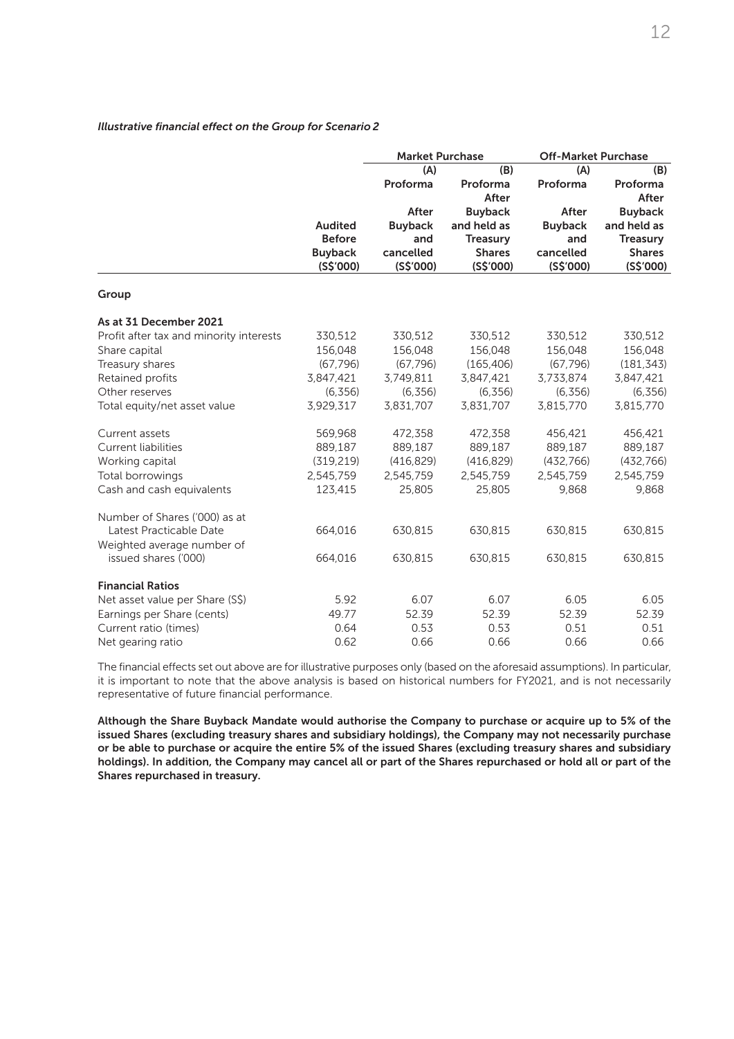*Illustrative financial effect on the Group for Scenario 2*

| | | Market Purchase | | Off-Market Purchase | |
|---|---|---|---|---|---|
| | | (A) | (B) | (A) | (B) |
| | Audited Before Buyback (S$'000) | Proforma After Buyback and cancelled (S$'000) | Proforma After Buyback and held as Treasury Shares (S$'000) | Proforma After Buyback and cancelled (S$'000) | Proforma After Buyback and held as Treasury Shares (S$'000) |
| **Group** | | | | | |
| **As at 31 December 2021** | | | | | |
| Profit after tax and minority interests | 330,512 | 330,512 | 330,512 | 330,512 | 330,512 |
| Share capital | 156,048 | 156,048 | 156,048 | 156,048 | 156,048 |
| Treasury shares | (67,796) | (67,796) | (165,406) | (67,796) | (181,343) |
| Retained profits | 3,847,421 | 3,749,811 | 3,847,421 | 3,733,874 | 3,847,421 |
| Other reserves | (6,356) | (6,356) | (6,356) | (6,356) | (6,356) |
| Total equity/net asset value | 3,929,317 | 3,831,707 | 3,831,707 | 3,815,770 | 3,815,770 |
| Current assets | 569,968 | 472,358 | 472,358 | 456,421 | 456,421 |
| Current liabilities | 889,187 | 889,187 | 889,187 | 889,187 | 889,187 |
| Working capital | (319,219) | (416,829) | (416,829) | (432,766) | (432,766) |
| Total borrowings | 2,545,759 | 2,545,759 | 2,545,759 | 2,545,759 | 2,545,759 |
| Cash and cash equivalents | 123,415 | 25,805 | 25,805 | 9,868 | 9,868 |
| Number of Shares ('000) as at Latest Practicable Date | 664,016 | 630,815 | 630,815 | 630,815 | 630,815 |
| Weighted average number of issued shares ('000) | 664,016 | 630,815 | 630,815 | 630,815 | 630,815 |
| **Financial Ratios** | | | | | |
| Net asset value per Share (S$) | 5.92 | 6.07 | 6.07 | 6.05 | 6.05 |
| Earnings per Share (cents) | 49.77 | 52.39 | 52.39 | 52.39 | 52.39 |
| Current ratio (times) | 0.64 | 0.53 | 0.53 | 0.51 | 0.51 |
| Net gearing ratio | 0.62 | 0.66 | 0.66 | 0.66 | 0.66 |

The financial effects set out above are for illustrative purposes only (based on the aforesaid assumptions). In particular, it is important to note that the above analysis is based on historical numbers for FY2021, and is not necessarily representative of future financial performance.

**Although the Share Buyback Mandate would authorise the Company to purchase or acquire up to 5% of the issued Shares (excluding treasury shares and subsidiary holdings), the Company may not necessarily purchase or be able to purchase or acquire the entire 5% of the issued Shares (excluding treasury shares and subsidiary holdings). In addition, the Company may cancel all or part of the Shares repurchased or hold all or part of the Shares repurchased in treasury.**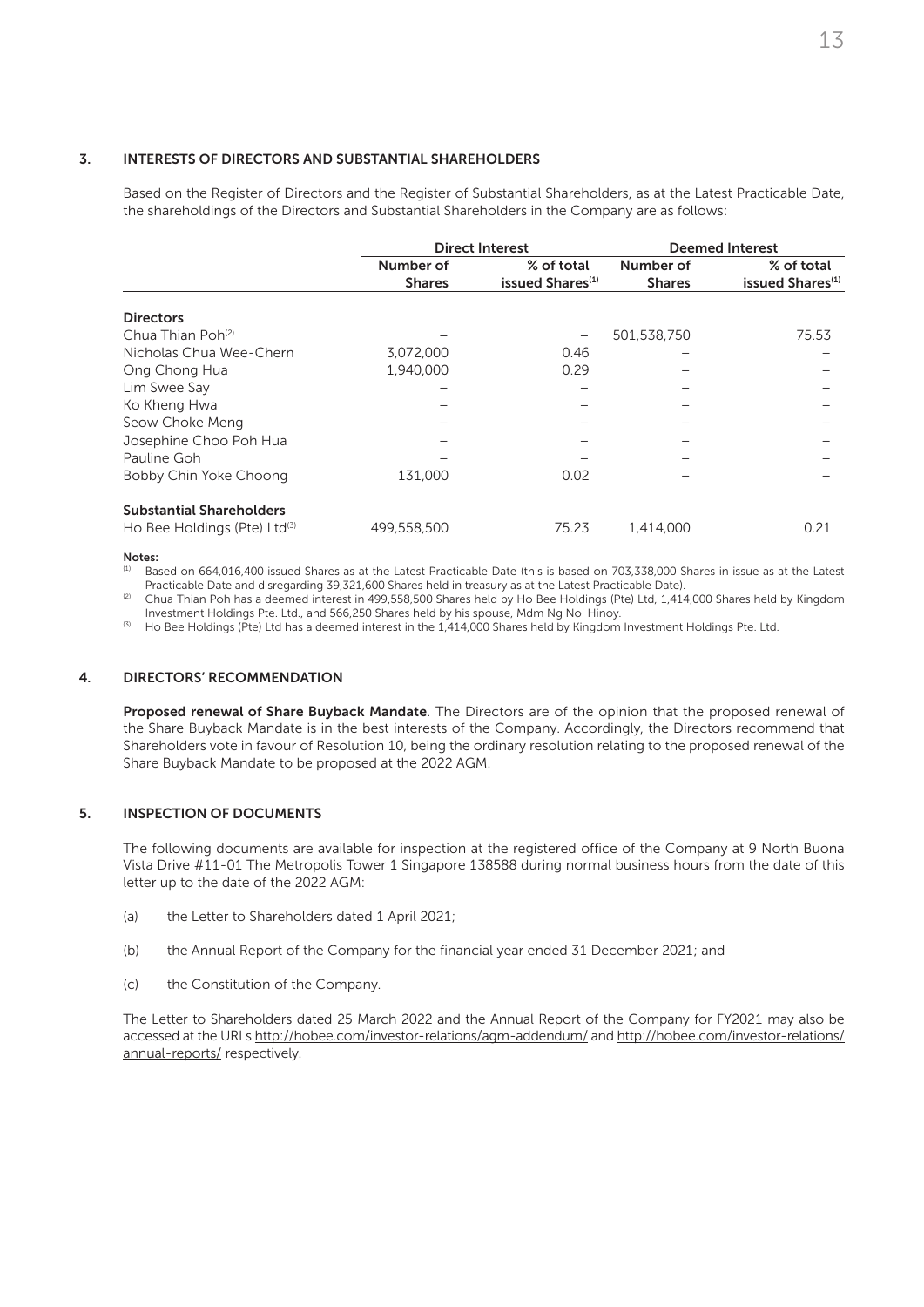## 3. INTERESTS OF DIRECTORS AND SUBSTANTIAL SHAREHOLDERS

Based on the Register of Directors and the Register of Substantial Shareholders, as at the Latest Practicable Date, the shareholdings of the Directors and Substantial Shareholders in the Company are as follows:

| | Direct Interest | | Deemed Interest | |
|---|---|---|---|---|
| | Number of Shares | % of total issued Shares[1] | Number of Shares | % of total issued Shares[1] |
| **Directors** | | | | |
| Chua Thian Poh[2] | – | – | 501,538,750 | 75.53 |
| Nicholas Chua Wee-Chern | 3,072,000 | 0.46 | – | – |
| Ong Chong Hua | 1,940,000 | 0.29 | – | – |
| Lim Swee Say | – | – | – | – |
| Ko Kheng Hwa | – | – | – | – |
| Seow Choke Meng | – | – | – | – |
| Josephine Choo Poh Hua | – | – | – | – |
| Pauline Goh | – | – | – | – |
| Bobby Chin Yoke Choong | 131,000 | 0.02 | – | – |
| **Substantial Shareholders** | | | | |
| Ho Bee Holdings (Pte) Ltd[3] | 499,558,500 | 75.23 | 1,414,000 | 0.21 |

**Notes:**

[1] Based on 664,016,400 issued Shares as at the Latest Practicable Date (this is based on 703,338,000 Shares in issue as at the Latest Practicable Date and disregarding 39,321,600 Shares held in treasury as at the Latest Practicable Date).

[2] Chua Thian Poh has a deemed interest in 499,558,500 Shares held by Ho Bee Holdings (Pte) Ltd, 1,414,000 Shares held by Kingdom Investment Holdings Pte. Ltd., and 566,250 Shares held by his spouse, Mdm Ng Noi Hinoy.

[3] Ho Bee Holdings (Pte) Ltd has a deemed interest in the 1,414,000 Shares held by Kingdom Investment Holdings Pte. Ltd.

## 4. DIRECTORS' RECOMMENDATION

**Proposed renewal of Share Buyback Mandate**. The Directors are of the opinion that the proposed renewal of the Share Buyback Mandate is in the best interests of the Company. Accordingly, the Directors recommend that Shareholders vote in favour of Resolution 10, being the ordinary resolution relating to the proposed renewal of the Share Buyback Mandate to be proposed at the 2022 AGM.

## 5. INSPECTION OF DOCUMENTS

The following documents are available for inspection at the registered office of the Company at 9 North Buona Vista Drive #11-01 The Metropolis Tower 1 Singapore 138588 during normal business hours from the date of this letter up to the date of the 2022 AGM:

(a) the Letter to Shareholders dated 1 April 2021;

(b) the Annual Report of the Company for the financial year ended 31 December 2021; and

(c) the Constitution of the Company.

The Letter to Shareholders dated 25 March 2022 and the Annual Report of the Company for FY2021 may also be accessed at the URLs http://hobee.com/investor-relations/agm-addendum/ and http://hobee.com/investor-relations/annual-reports/ respectively.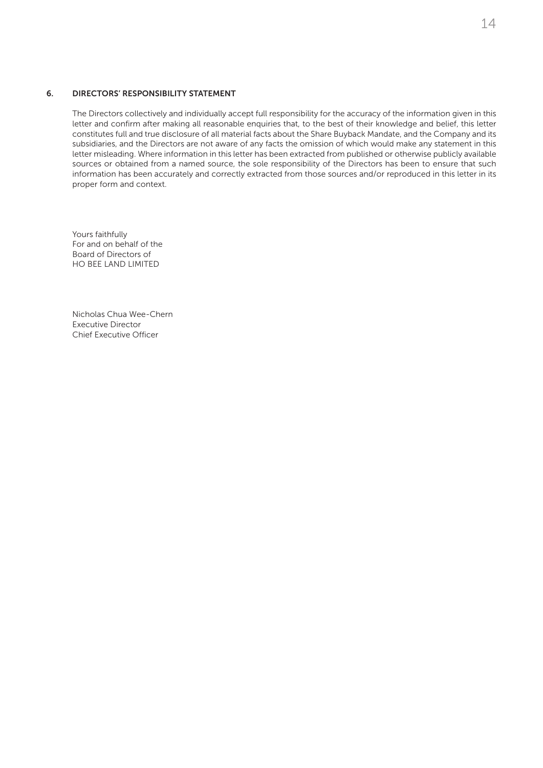## 6. DIRECTORS' RESPONSIBILITY STATEMENT

The Directors collectively and individually accept full responsibility for the accuracy of the information given in this letter and confirm after making all reasonable enquiries that, to the best of their knowledge and belief, this letter constitutes full and true disclosure of all material facts about the Share Buyback Mandate, and the Company and its subsidiaries, and the Directors are not aware of any facts the omission of which would make any statement in this letter misleading. Where information in this letter has been extracted from published or otherwise publicly available sources or obtained from a named source, the sole responsibility of the Directors has been to ensure that such information has been accurately and correctly extracted from those sources and/or reproduced in this letter in its proper form and context.

Yours faithfully
For and on behalf of the
Board of Directors of
HO BEE LAND LIMITED

Nicholas Chua Wee-Chern
Executive Director
Chief Executive Officer